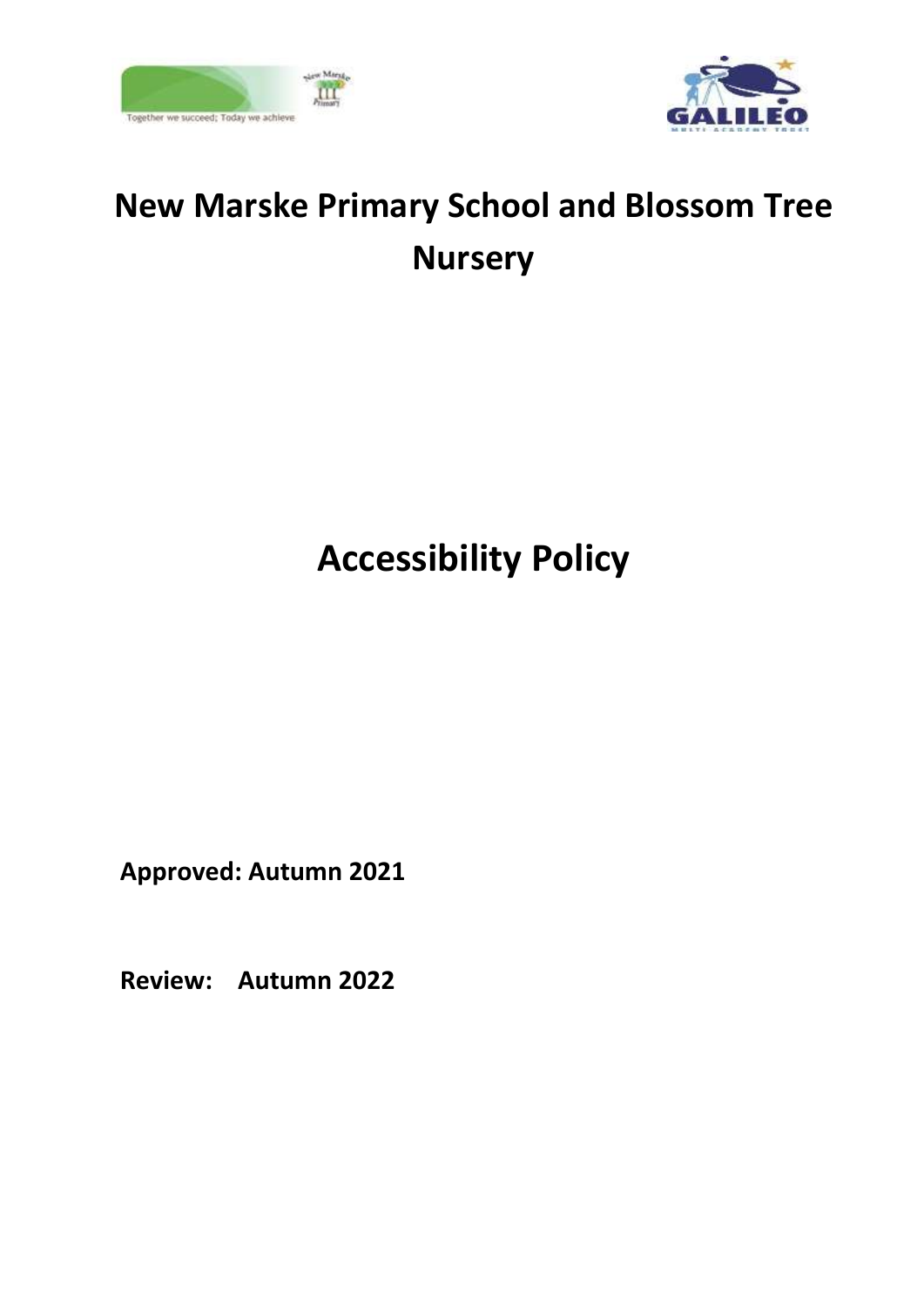# New Marske Primary School and Blossom Tree Nursery

# Accessibility Policy

**Approved: Autumn 2021**

**Review: Autumn 2022**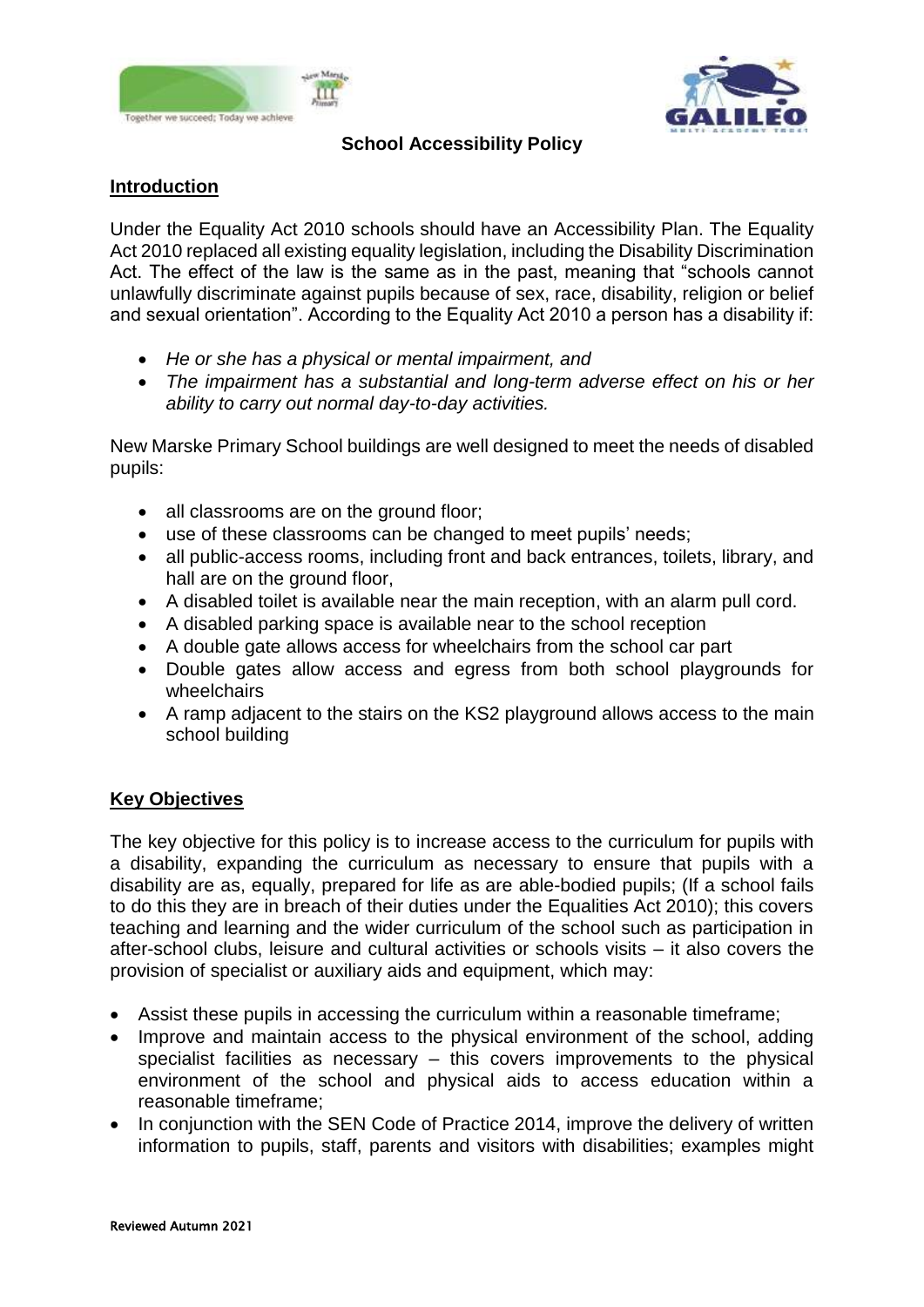# School Accessibility Policy

## Introduction

Under the Equality Act 2010 schools should have an Accessibility Plan. The Equality Act 2010 replaced all existing equality legislation, including the Disability Discrimination Act. The effect of the law is the same as in the past, meaning that "schools cannot unlawfully discriminate against pupils because of sex, race, disability, religion or belief and sexual orientation". According to the Equality Act 2010 a person has a disability if:

- *He or she has a physical or mental impairment, and*
- *The impairment has a substantial and long-term adverse effect on his or her ability to carry out normal day-to-day activities.*

New Marske Primary School buildings are well designed to meet the needs of disabled pupils:

- all classrooms are on the ground floor;
- use of these classrooms can be changed to meet pupils' needs;
- all public-access rooms, including front and back entrances, toilets, library, and hall are on the ground floor,
- A disabled toilet is available near the main reception, with an alarm pull cord.
- A disabled parking space is available near to the school reception
- A double gate allows access for wheelchairs from the school car part
- Double gates allow access and egress from both school playgrounds for wheelchairs
- A ramp adjacent to the stairs on the KS2 playground allows access to the main school building

## Key Objectives

The key objective for this policy is to increase access to the curriculum for pupils with a disability, expanding the curriculum as necessary to ensure that pupils with a disability are as, equally, prepared for life as are able-bodied pupils; (If a school fails to do this they are in breach of their duties under the Equalities Act 2010); this covers teaching and learning and the wider curriculum of the school such as participation in after-school clubs, leisure and cultural activities or schools visits – it also covers the provision of specialist or auxiliary aids and equipment, which may:

- Assist these pupils in accessing the curriculum within a reasonable timeframe;
- Improve and maintain access to the physical environment of the school, adding specialist facilities as necessary – this covers improvements to the physical environment of the school and physical aids to access education within a reasonable timeframe;
- In conjunction with the SEN Code of Practice 2014, improve the delivery of written information to pupils, staff, parents and visitors with disabilities; examples might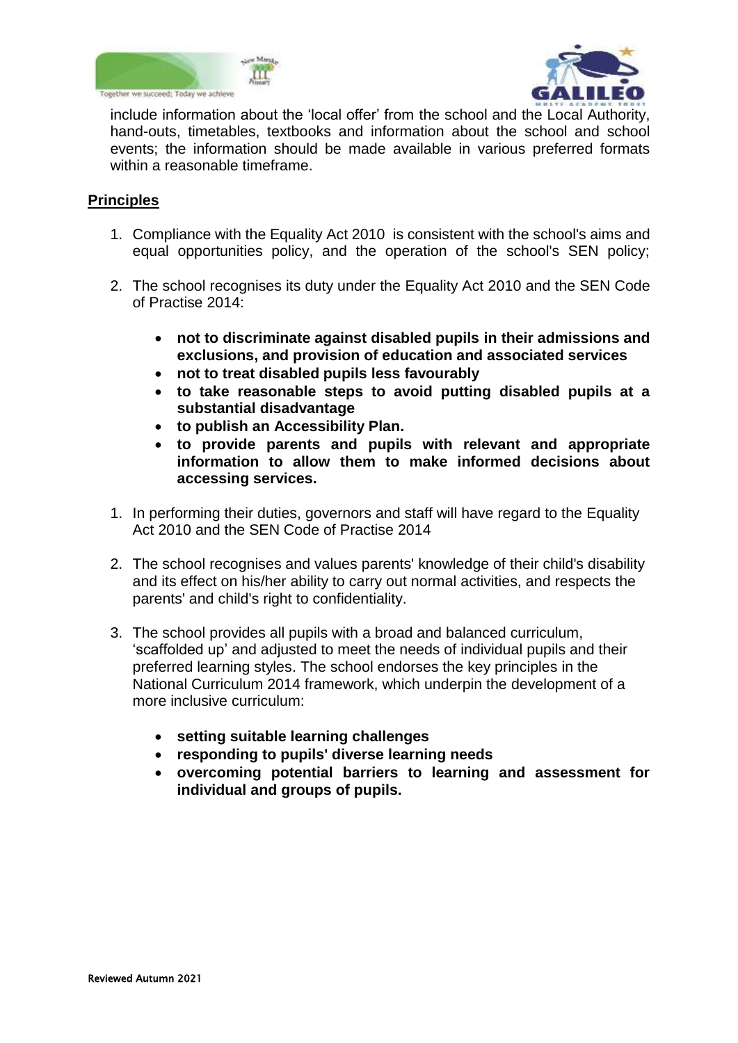include information about the 'local offer' from the school and the Local Authority, hand-outs, timetables, textbooks and information about the school and school events; the information should be made available in various preferred formats within a reasonable timeframe.

## Principles

1. Compliance with the Equality Act 2010 is consistent with the school's aims and equal opportunities policy, and the operation of the school's SEN policy;

2. The school recognises its duty under the Equality Act 2010 and the SEN Code of Practise 2014:

    - **not to discriminate against disabled pupils in their admissions and exclusions, and provision of education and associated services**
    - **not to treat disabled pupils less favourably**
    - **to take reasonable steps to avoid putting disabled pupils at a substantial disadvantage**
    - **to publish an Accessibility Plan.**
    - **to provide parents and pupils with relevant and appropriate information to allow them to make informed decisions about accessing services.**

1. In performing their duties, governors and staff will have regard to the Equality Act 2010 and the SEN Code of Practise 2014

2. The school recognises and values parents' knowledge of their child's disability and its effect on his/her ability to carry out normal activities, and respects the parents' and child's right to confidentiality.

3. The school provides all pupils with a broad and balanced curriculum, 'scaffolded up' and adjusted to meet the needs of individual pupils and their preferred learning styles. The school endorses the key principles in the National Curriculum 2014 framework, which underpin the development of a more inclusive curriculum:

    - **setting suitable learning challenges**
    - **responding to pupils' diverse learning needs**
    - **overcoming potential barriers to learning and assessment for individual and groups of pupils.**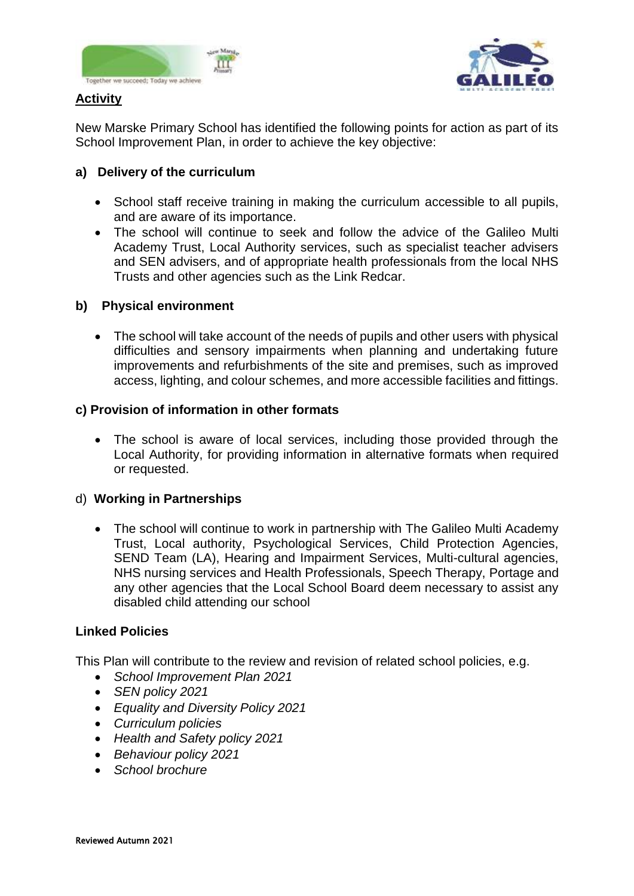## Activity

New Marske Primary School has identified the following points for action as part of its School Improvement Plan, in order to achieve the key objective:

### a) Delivery of the curriculum

- School staff receive training in making the curriculum accessible to all pupils, and are aware of its importance.
- The school will continue to seek and follow the advice of the Galileo Multi Academy Trust, Local Authority services, such as specialist teacher advisers and SEN advisers, and of appropriate health professionals from the local NHS Trusts and other agencies such as the Link Redcar.

### b) Physical environment

- The school will take account of the needs of pupils and other users with physical difficulties and sensory impairments when planning and undertaking future improvements and refurbishments of the site and premises, such as improved access, lighting, and colour schemes, and more accessible facilities and fittings.

### c) Provision of information in other formats

- The school is aware of local services, including those provided through the Local Authority, for providing information in alternative formats when required or requested.

### d) Working in Partnerships

- The school will continue to work in partnership with The Galileo Multi Academy Trust, Local authority, Psychological Services, Child Protection Agencies, SEND Team (LA), Hearing and Impairment Services, Multi-cultural agencies, NHS nursing services and Health Professionals, Speech Therapy, Portage and any other agencies that the Local School Board deem necessary to assist any disabled child attending our school

### Linked Policies

This Plan will contribute to the review and revision of related school policies, e.g.

- *School Improvement Plan 2021*
- *SEN policy 2021*
- *Equality and Diversity Policy 2021*
- *Curriculum policies*
- *Health and Safety policy 2021*
- *Behaviour policy 2021*
- *School brochure*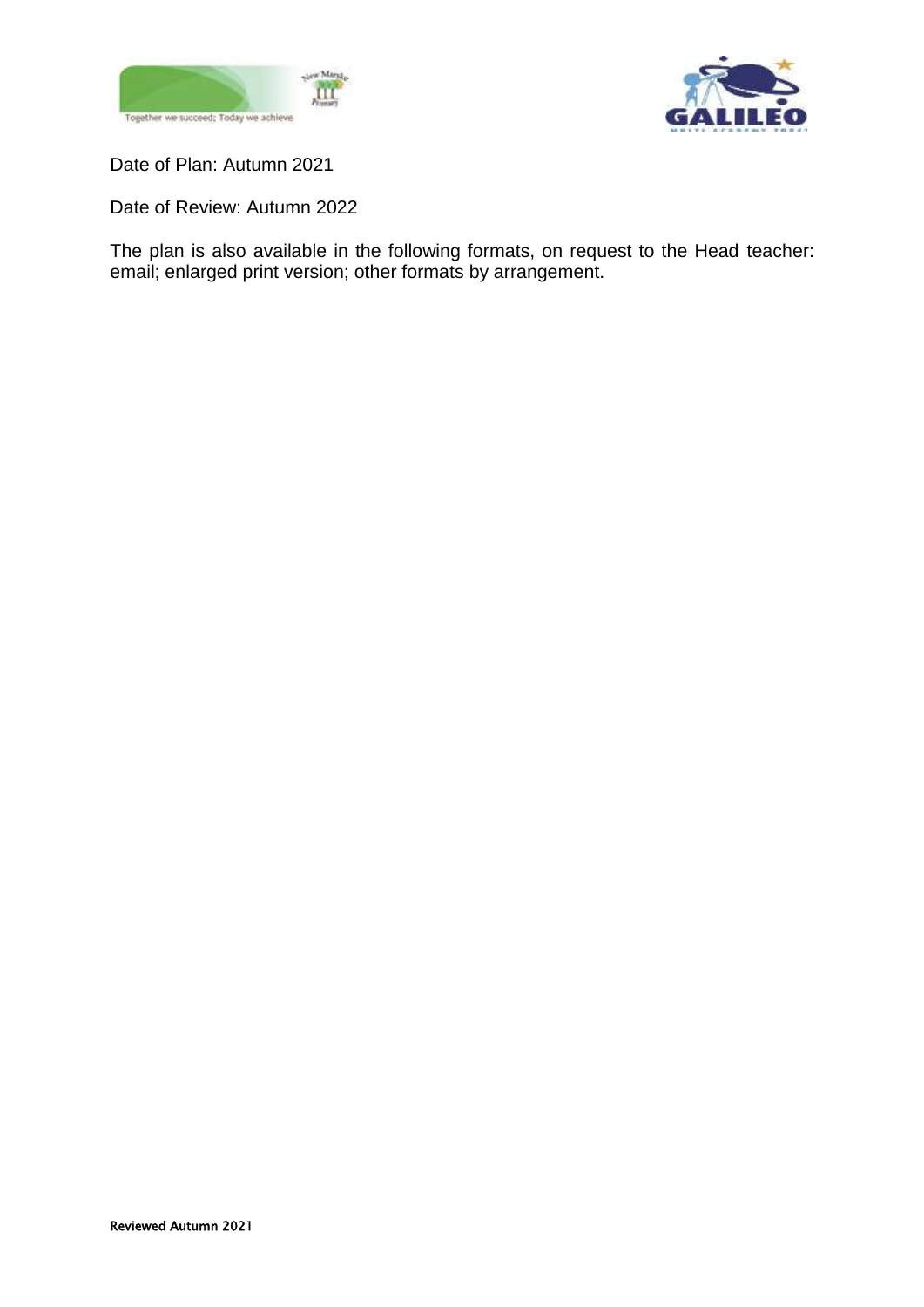Date of Plan: Autumn 2021

Date of Review: Autumn 2022

The plan is also available in the following formats, on request to the Head teacher: email; enlarged print version; other formats by arrangement.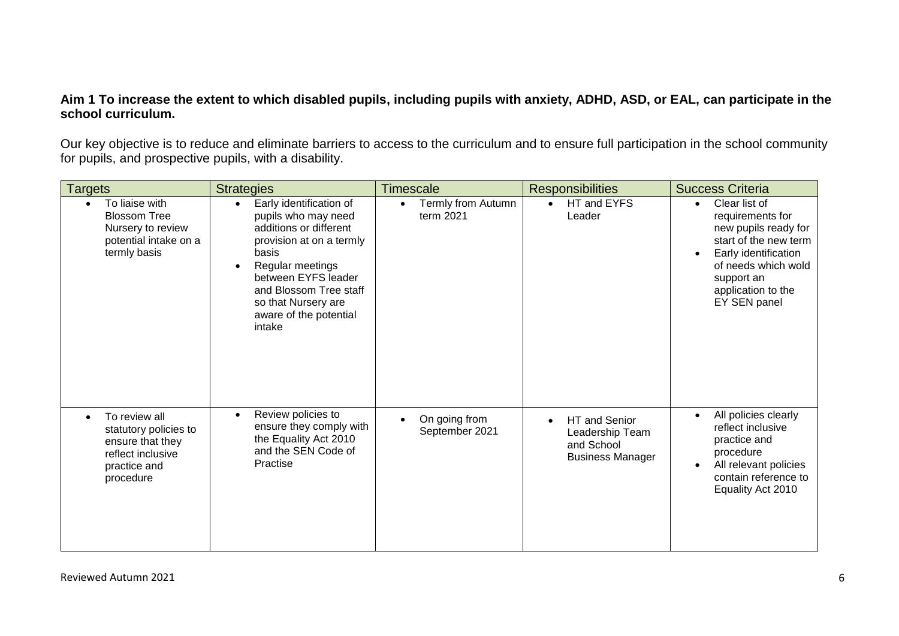**Aim 1 To increase the extent to which disabled pupils, including pupils with anxiety, ADHD, ASD, or EAL, can participate in the school curriculum.**

Our key objective is to reduce and eliminate barriers to access to the curriculum and to ensure full participation in the school community for pupils, and prospective pupils, with a disability.

| Targets | Strategies | Timescale | Responsibilities | Success Criteria |
|---|---|---|---|---|
| • To liaise with Blossom Tree Nursery to review potential intake on a termly basis | • Early identification of pupils who may need additions or different provision at on a termly basis<br>• Regular meetings between EYFS leader and Blossom Tree staff so that Nursery are aware of the potential intake | • Termly from Autumn term 2021 | • HT and EYFS Leader | • Clear list of requirements for new pupils ready for start of the new term<br>• Early identification of needs which wold support an application to the EY SEN panel |
| • To review all statutory policies to ensure that they reflect inclusive practice and procedure | • Review policies to ensure they comply with the Equality Act 2010 and the SEN Code of Practise | • On going from September 2021 | • HT and Senior Leadership Team and School Business Manager | • All policies clearly reflect inclusive practice and procedure<br>• All relevant policies contain reference to Equality Act 2010 |

Reviewed Autumn 2021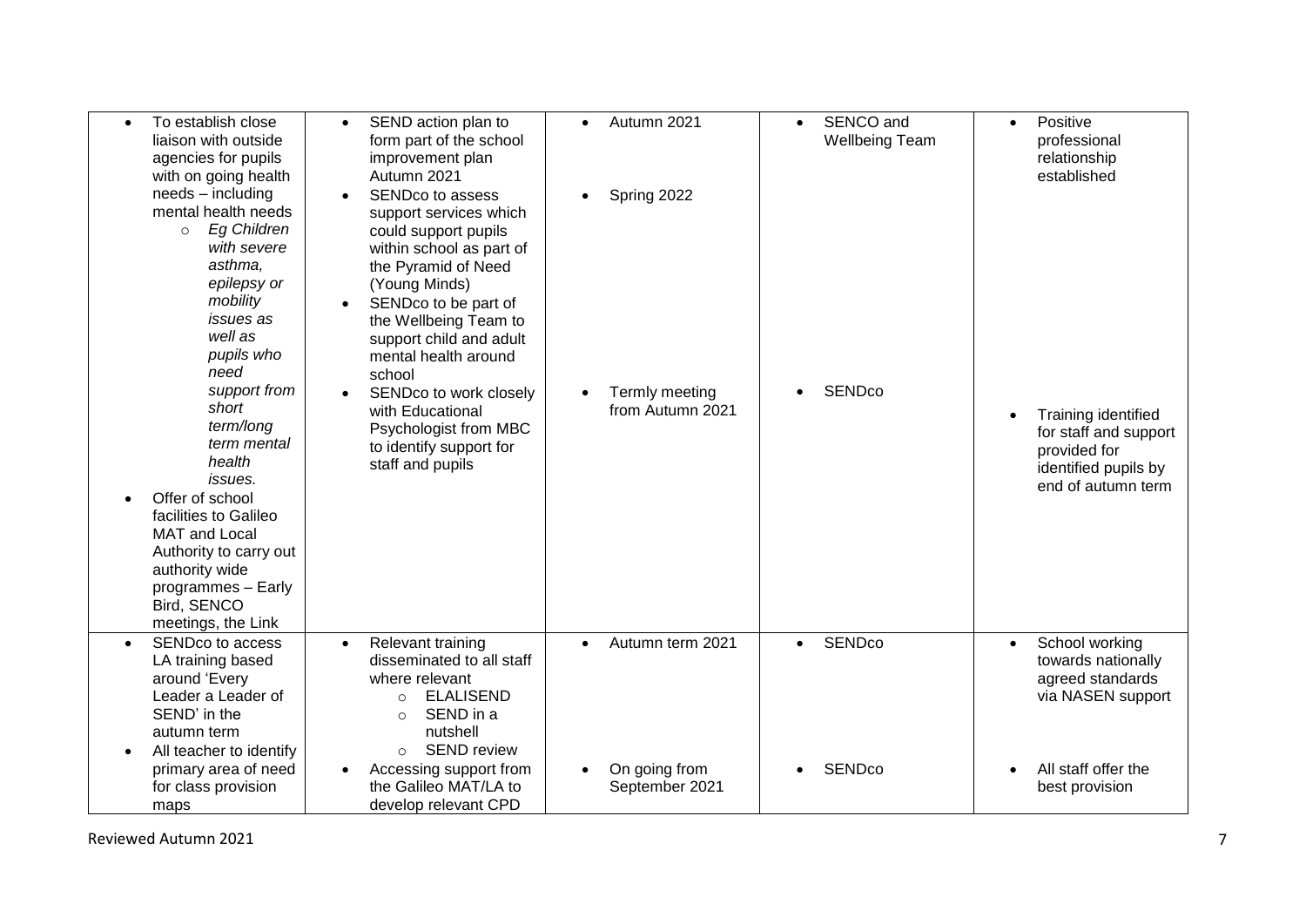| | | | | |
|---|---|---|---|---|
| <ul><li>To establish close liaison with outside agencies for pupils with on going health needs – including mental health needs<ul><li>*Eg Children with severe asthma, epilepsy or mobility issues as well as pupils who need support from short term/long term mental health issues.*</li></ul></li><li>Offer of school facilities to Galileo MAT and Local Authority to carry out authority wide programmes – Early Bird, SENCO meetings, the Link</li></ul> | <ul><li>SEND action plan to form part of the school improvement plan Autumn 2021</li><li>SENDco to assess support services which could support pupils within school as part of the Pyramid of Need (Young Minds)</li><li>SENDco to be part of the Wellbeing Team to support child and adult mental health around school</li><li>SENDco to work closely with Educational Psychologist from MBC to identify support for staff and pupils</li></ul> | <ul><li>Autumn 2021</li><li>Spring 2022</li><li>Termly meeting from Autumn 2021</li></ul> | <ul><li>SENCO and Wellbeing Team</li><li>SENDco</li></ul> | <ul><li>Positive professional relationship established</li><li>Training identified for staff and support provided for identified pupils by end of autumn term</li></ul> |
| <ul><li>SENDco to access LA training based around 'Every Leader a Leader of SEND' in the autumn term</li><li>All teacher to identify primary area of need for class provision maps</li></ul> | <ul><li>Relevant training disseminated to all staff where relevant<ul><li>ELALISEND</li><li>SEND in a nutshell</li><li>SEND review</li></ul></li><li>Accessing support from the Galileo MAT/LA to develop relevant CPD</li></ul> | <ul><li>Autumn term 2021</li><li>On going from September 2021</li></ul> | <ul><li>SENDco</li><li>SENDco</li></ul> | <ul><li>School working towards nationally agreed standards via NASEN support</li><li>All staff offer the best provision</li></ul> |

Reviewed Autumn 2021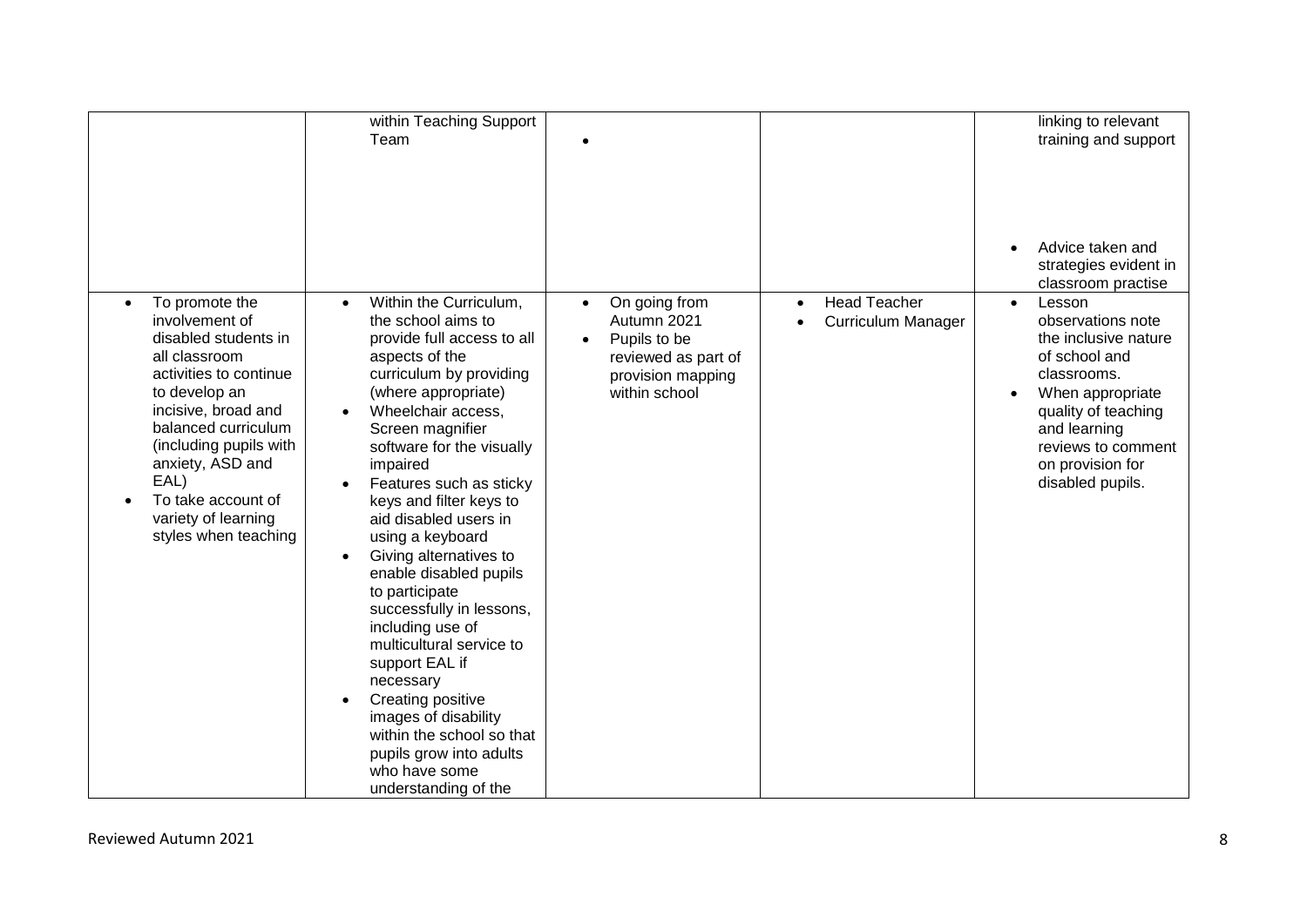| | | | | |
|---|---|---|---|---|
| | within Teaching Support Team | • | | linking to relevant training and support<br><br>• Advice taken and strategies evident in classroom practise |
| • To promote the involvement of disabled students in all classroom activities to continue to develop an incisive, broad and balanced curriculum (including pupils with anxiety, ASD and EAL)<br>• To take account of variety of learning styles when teaching | • Within the Curriculum, the school aims to provide full access to all aspects of the curriculum by providing (where appropriate)<br>• Wheelchair access, Screen magnifier software for the visually impaired<br>• Features such as sticky keys and filter keys to aid disabled users in using a keyboard<br>• Giving alternatives to enable disabled pupils to participate successfully in lessons, including use of multicultural service to support EAL if necessary<br>• Creating positive images of disability within the school so that pupils grow into adults who have some understanding of the | • On going from Autumn 2021<br>• Pupils to be reviewed as part of provision mapping within school | • Head Teacher<br>• Curriculum Manager | • Lesson observations note the inclusive nature of school and classrooms.<br>• When appropriate quality of teaching and learning reviews to comment on provision for disabled pupils. |

Reviewed Autumn 2021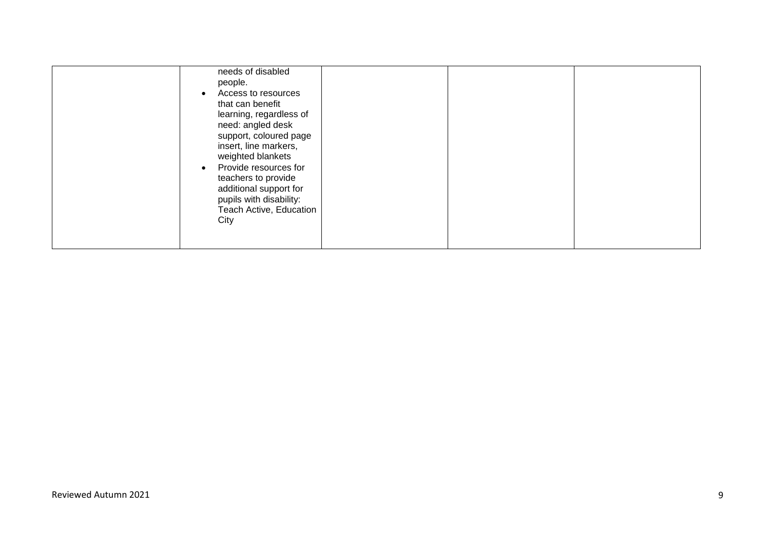| | | | | |
|---|---|---|---|---|
| | needs of disabled people.<br>• Access to resources that can benefit learning, regardless of need: angled desk support, coloured page insert, line markers, weighted blankets<br>• Provide resources for teachers to provide additional support for pupils with disability: Teach Active, Education City | | | |

Reviewed Autumn 2021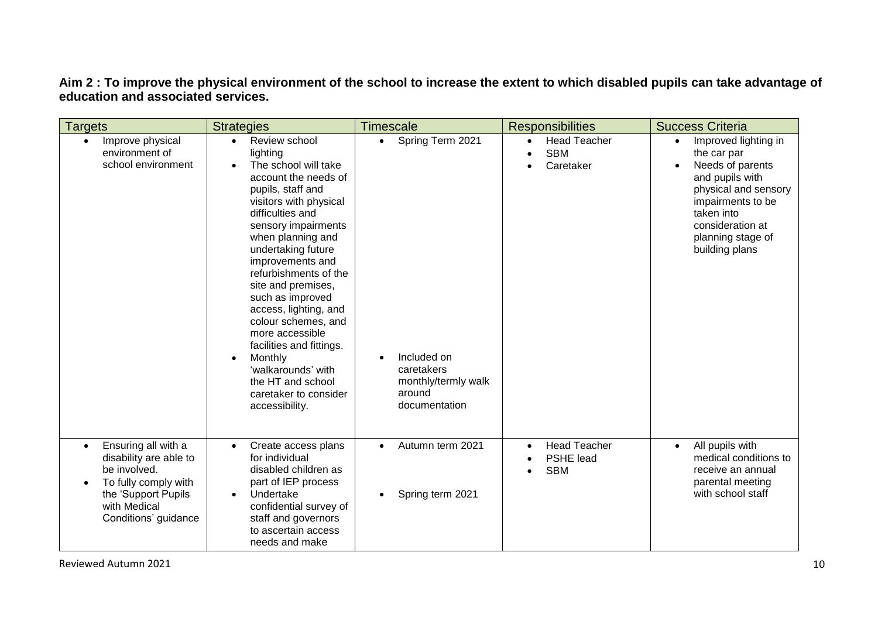**Aim 2 : To improve the physical environment of the school to increase the extent to which disabled pupils can take advantage of education and associated services.**

| Targets | Strategies | Timescale | Responsibilities | Success Criteria |
|---|---|---|---|---|
| • Improve physical environment of school environment | • Review school lighting<br>• The school will take account the needs of pupils, staff and visitors with physical difficulties and sensory impairments when planning and undertaking future improvements and refurbishments of the site and premises, such as improved access, lighting, and colour schemes, and more accessible facilities and fittings.<br>• Monthly 'walkarounds' with the HT and school caretaker to consider accessibility. | • Spring Term 2021<br>• Included on caretakers monthly/termly walk around documentation | • Head Teacher<br>• SBM<br>• Caretaker | • Improved lighting in the car par<br>• Needs of parents and pupils with physical and sensory impairments to be taken into consideration at planning stage of building plans |
| • Ensuring all with a disability are able to be involved.<br>• To fully comply with the 'Support Pupils with Medical Conditions' guidance | • Create access plans for individual disabled children as part of IEP process<br>• Undertake confidential survey of staff and governors to ascertain access needs and make | • Autumn term 2021<br>• Spring term 2021 | • Head Teacher<br>• PSHE lead<br>• SBM | • All pupils with medical conditions to receive an annual parental meeting with school staff |

Reviewed Autumn 2021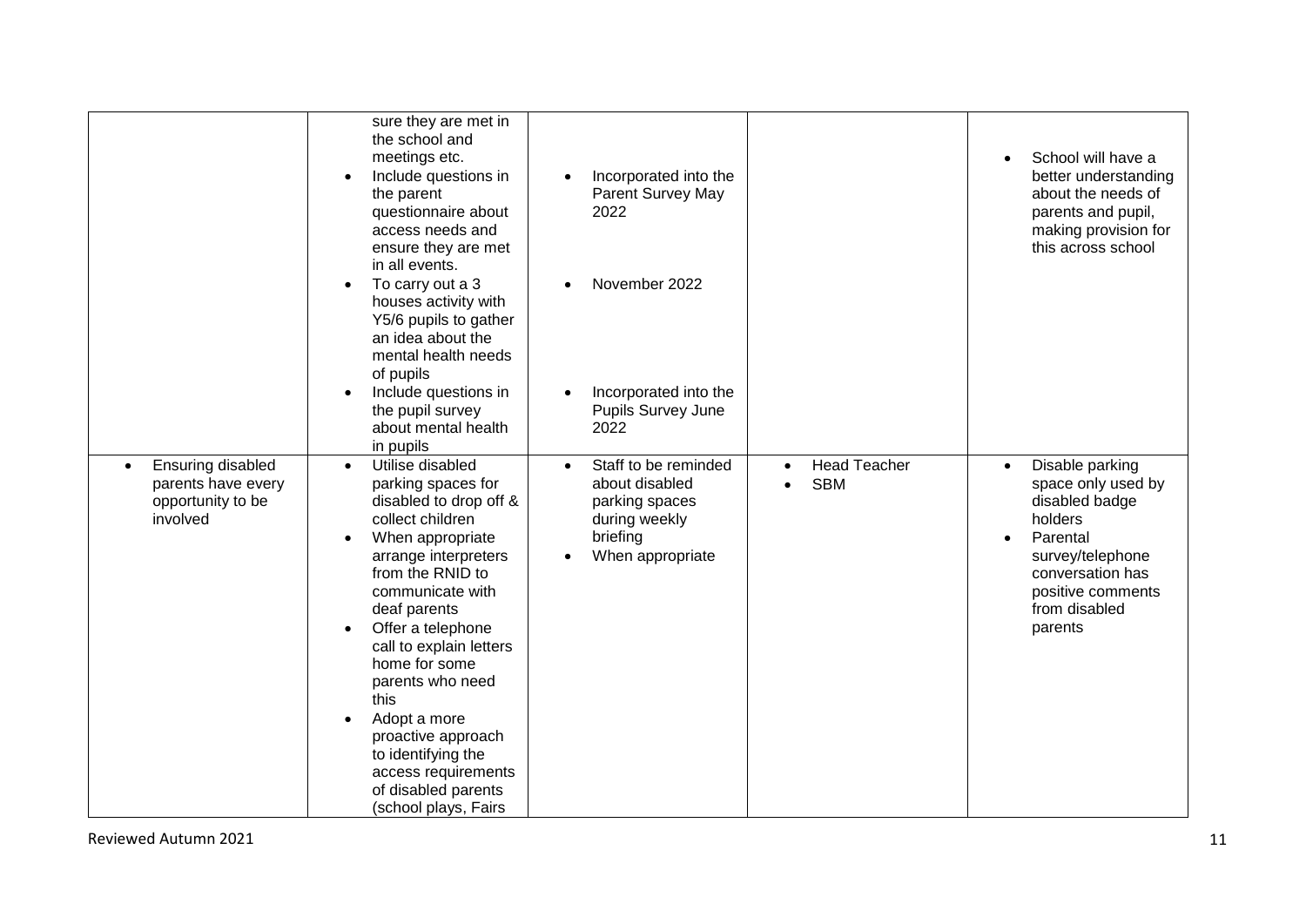| | | | | |
|---|---|---|---|---|
| | sure they are met in the school and meetings etc.<br>• Include questions in the parent questionnaire about access needs and ensure they are met in all events.<br>• To carry out a 3 houses activity with Y5/6 pupils to gather an idea about the mental health needs of pupils<br>• Include questions in the pupil survey about mental health in pupils | • Incorporated into the Parent Survey May 2022<br>• November 2022<br>• Incorporated into the Pupils Survey June 2022 | | • School will have a better understanding about the needs of parents and pupil, making provision for this across school |
| • Ensuring disabled parents have every opportunity to be involved | • Utilise disabled parking spaces for disabled to drop off & collect children<br>• When appropriate arrange interpreters from the RNID to communicate with deaf parents<br>• Offer a telephone call to explain letters home for some parents who need this<br>• Adopt a more proactive approach to identifying the access requirements of disabled parents (school plays, Fairs | • Staff to be reminded about disabled parking spaces during weekly briefing<br>• When appropriate | • Head Teacher<br>• SBM | • Disable parking space only used by disabled badge holders<br>• Parental survey/telephone conversation has positive comments from disabled parents |

Reviewed Autumn 2021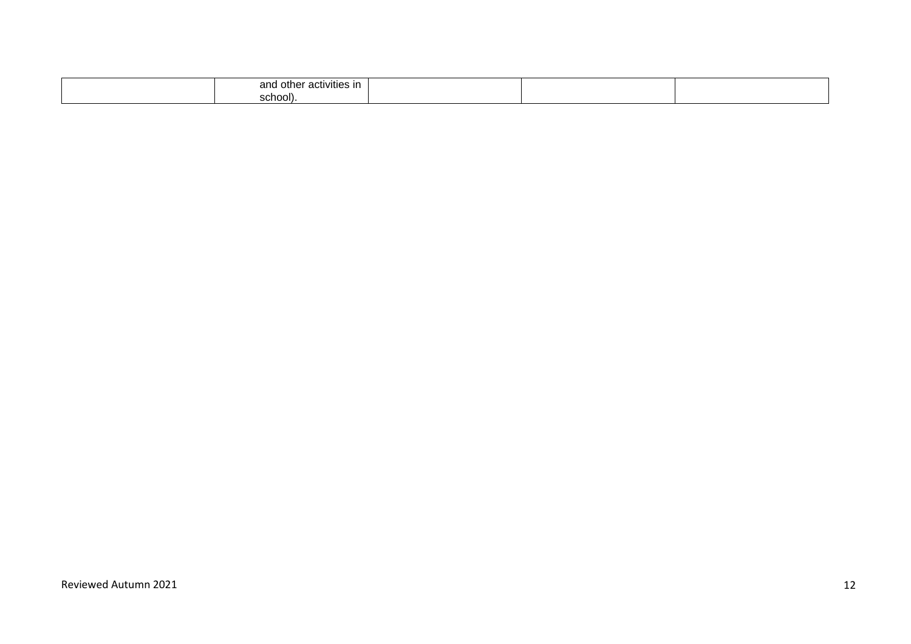| | | | | |
|---|---|---|---|---|
| | and other activities in school). | | | |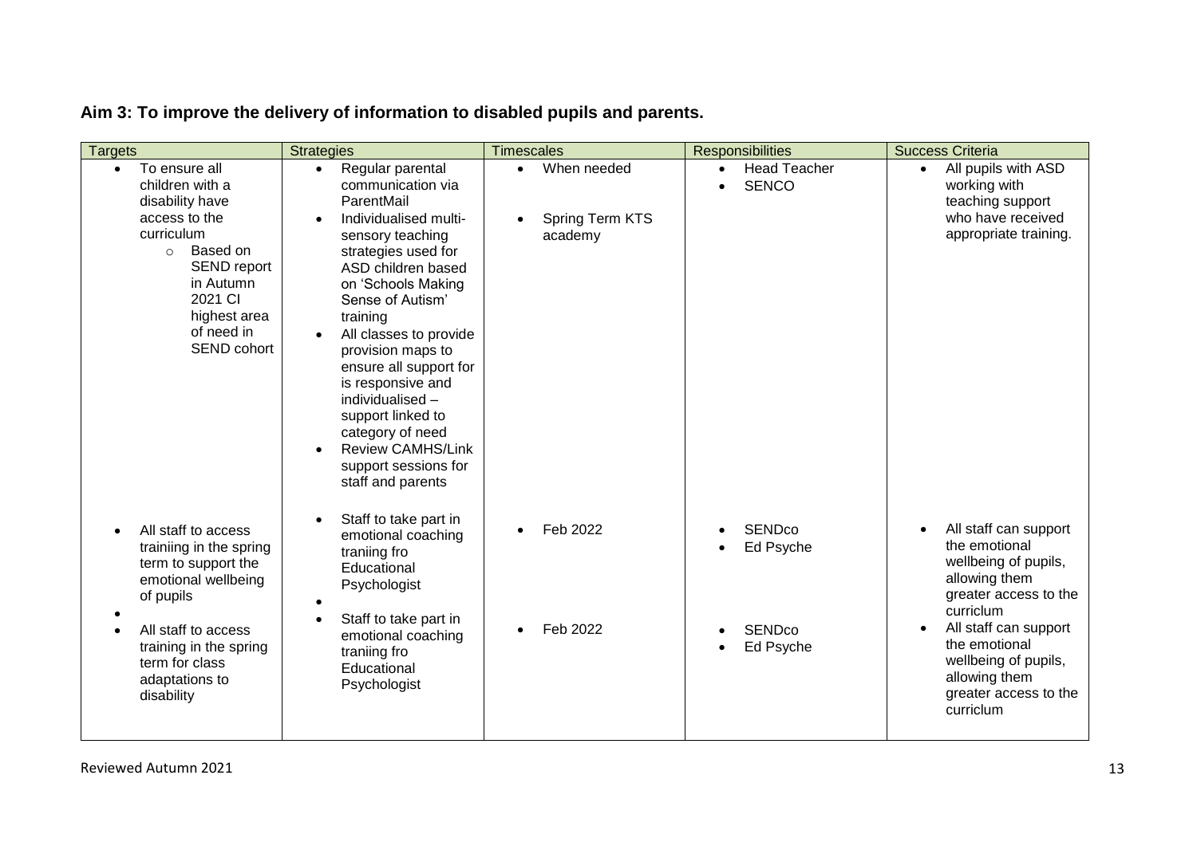**Aim 3: To improve the delivery of information to disabled pupils and parents.**

| Targets | Strategies | Timescales | Responsibilities | Success Criteria |
|---|---|---|---|---|
| • To ensure all children with a disability have access to the curriculum<br>  ○ Based on SEND report in Autumn 2021 CI highest area of need in SEND cohort | • Regular parental communication via ParentMail<br>• Individualised multi-sensory teaching strategies used for ASD children based on 'Schools Making Sense of Autism' training<br>• All classes to provide provision maps to ensure all support for is responsive and individualised – support linked to category of need<br>• Review CAMHS/Link support sessions for staff and parents | • When needed<br>• Spring Term KTS academy | • Head Teacher<br>• SENCO | • All pupils with ASD working with teaching support who have received appropriate training. |
| • All staff to access trainiing in the spring term to support the emotional wellbeing of pupils | • Staff to take part in emotional coaching traniing fro Educational Psychologist | • Feb 2022 | • SENDco<br>• Ed Psyche | • All staff can support the emotional wellbeing of pupils, allowing them greater access to the curriclum |
| • All staff to access training in the spring term for class adaptations to disability | • Staff to take part in emotional coaching traniing fro Educational Psychologist | • Feb 2022 | • SENDco<br>• Ed Psyche | • All staff can support the emotional wellbeing of pupils, allowing them greater access to the curriclum |

Reviewed Autumn 2021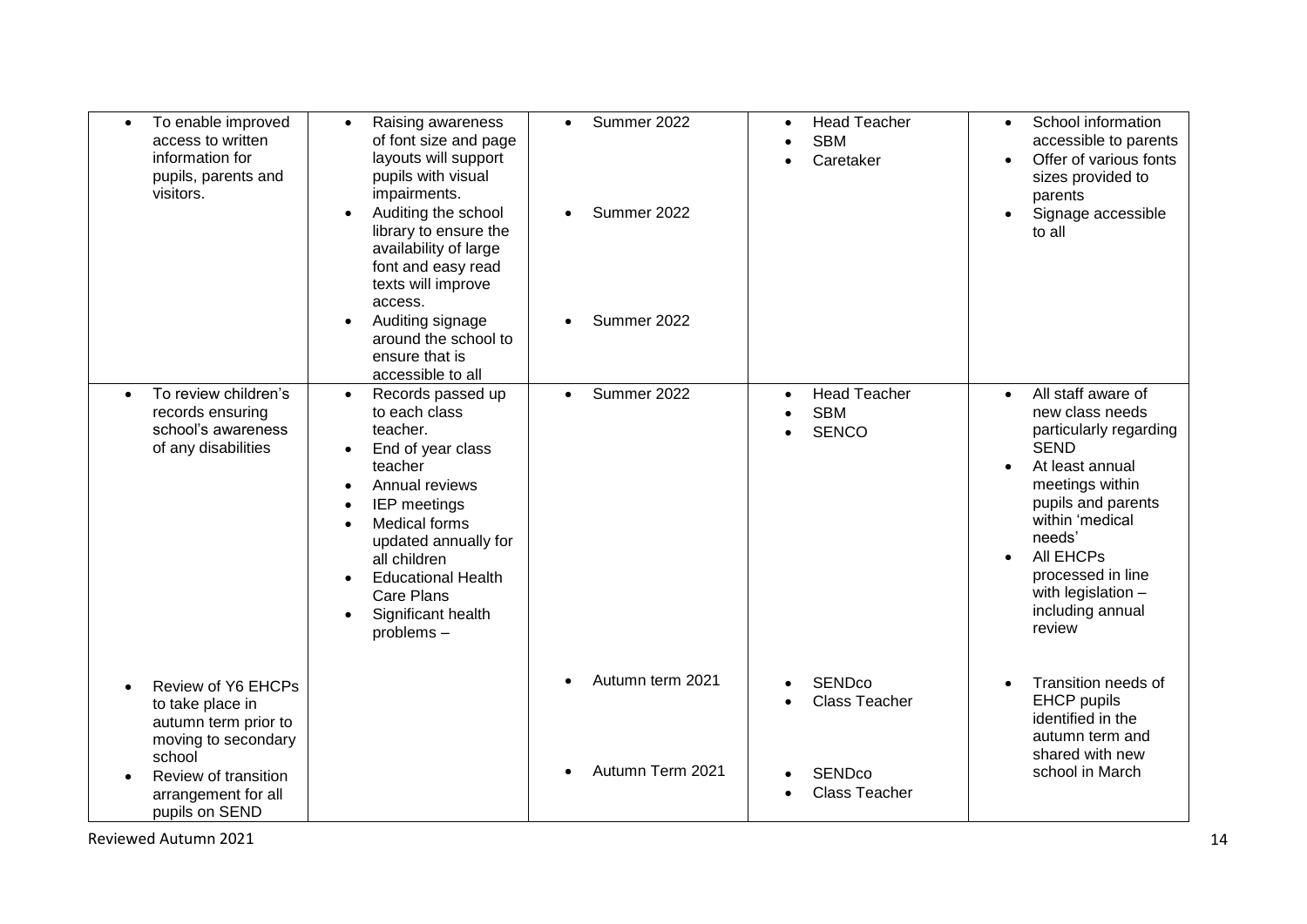| | | | | |
|---|---|---|---|---|
| • To enable improved access to written information for pupils, parents and visitors. | • Raising awareness of font size and page layouts will support pupils with visual impairments.<br>• Auditing the school library to ensure the availability of large font and easy read texts will improve access.<br>• Auditing signage around the school to ensure that is accessible to all | • Summer 2022<br>• Summer 2022<br>• Summer 2022 | • Head Teacher<br>• SBM<br>• Caretaker | • School information accessible to parents<br>• Offer of various fonts sizes provided to parents<br>• Signage accessible to all |
| • To review children's records ensuring school's awareness of any disabilities<br>• Review of Y6 EHCPs to take place in autumn term prior to moving to secondary school<br>• Review of transition arrangement for all pupils on SEND | • Records passed up to each class teacher.<br>• End of year class teacher<br>• Annual reviews<br>• IEP meetings<br>• Medical forms updated annually for all children<br>• Educational Health Care Plans<br>• Significant health problems – | • Summer 2022<br>• Autumn term 2021<br>• Autumn Term 2021 | • Head Teacher<br>• SBM<br>• SENCO<br>• SENDco<br>• Class Teacher<br>• SENDco<br>• Class Teacher | • All staff aware of new class needs particularly regarding SEND<br>• At least annual meetings within pupils and parents within 'medical needs'<br>• All EHCPs processed in line with legislation – including annual review<br>• Transition needs of EHCP pupils identified in the autumn term and shared with new school in March |

Reviewed Autumn 2021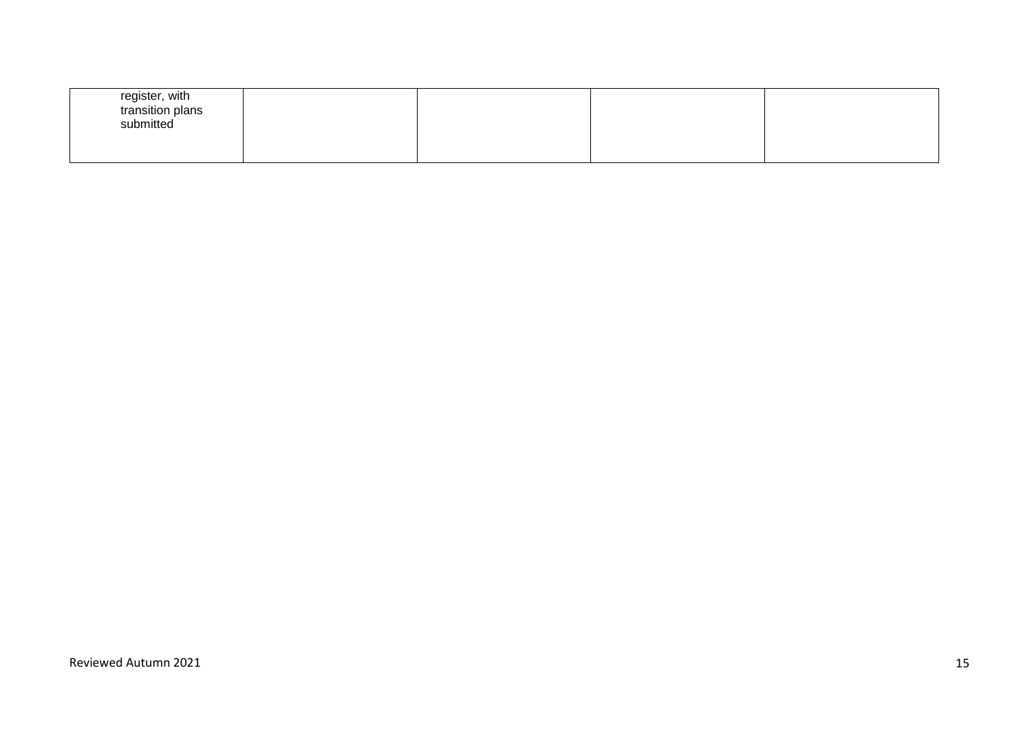| | | | | |
|---|---|---|---|---|
| register, with transition plans submitted | | | | |

Reviewed Autumn 2021